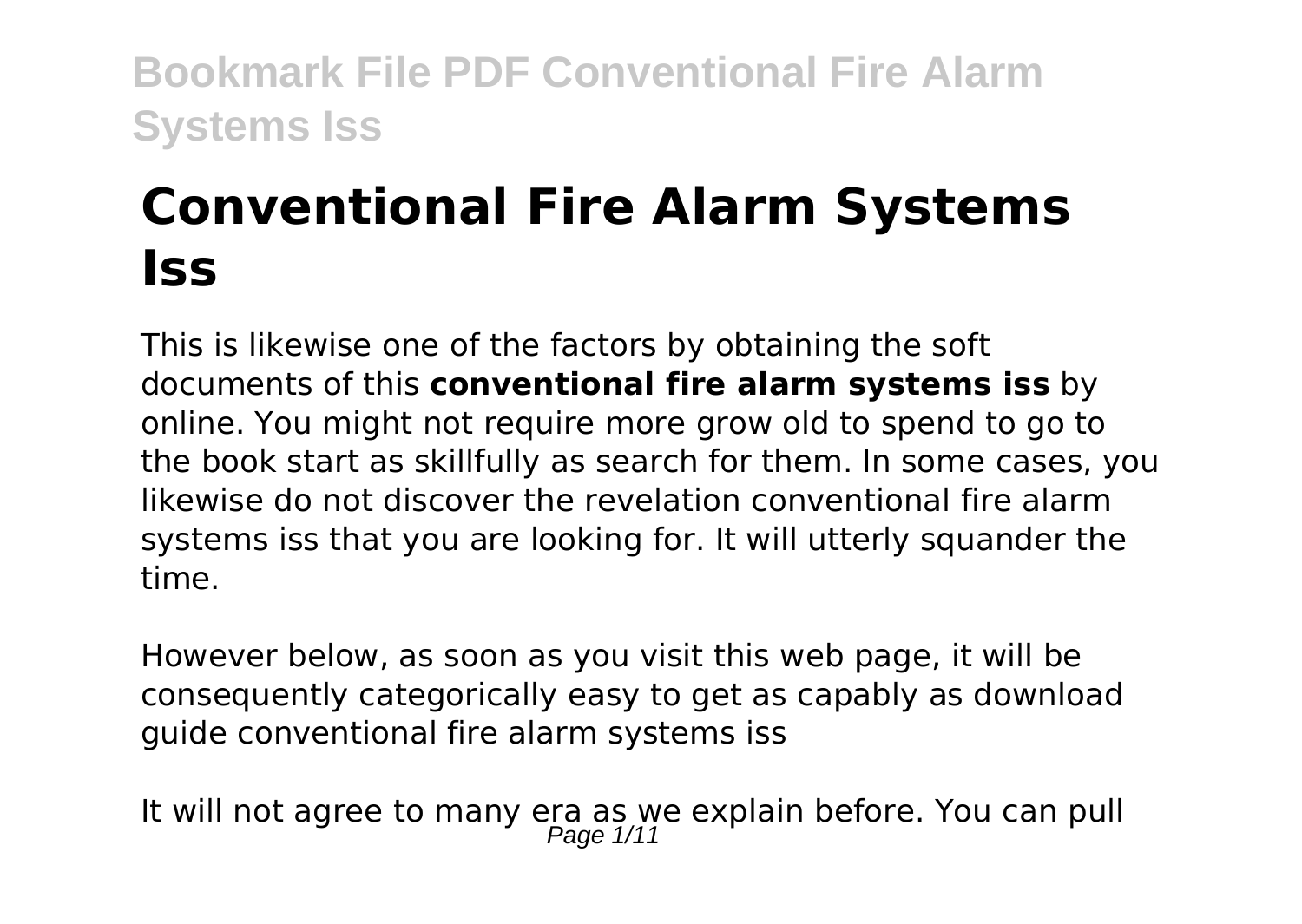# Conventional Fire Alarm Systems Iss

This is likewise one of the factors by obtaining the soft documents of this **conventional fire alarm systems iss** by online. You might not require more grow old to spend to go to the book start as skillfully as search for them. In some cases, you likewise do not discover the revelation conventional fire alarm systems iss that you are looking for. It will utterly squander the time.

However below, as soon as you visit this web page, it will be consequently categorically easy to get as capably as download guide conventional fire alarm systems iss

It will not agree to many era as we explain before. You can pull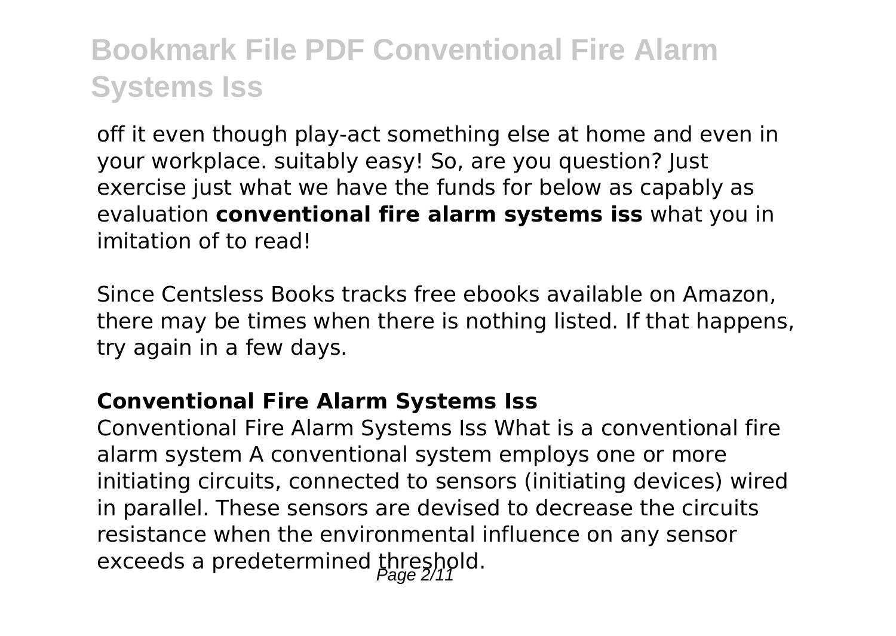off it even though play-act something else at home and even in your workplace. suitably easy! So, are you question? Just exercise just what we have the funds for below as capably as evaluation **conventional fire alarm systems iss** what you in imitation of to read!

Since Centsless Books tracks free ebooks available on Amazon, there may be times when there is nothing listed. If that happens, try again in a few days.

### Conventional Fire Alarm Systems Iss

Conventional Fire Alarm Systems Iss What is a conventional fire alarm system A conventional system employs one or more initiating circuits, connected to sensors (initiating devices) wired in parallel. These sensors are devised to decrease the circuits resistance when the environmental influence on any sensor exceeds a predetermined threshold.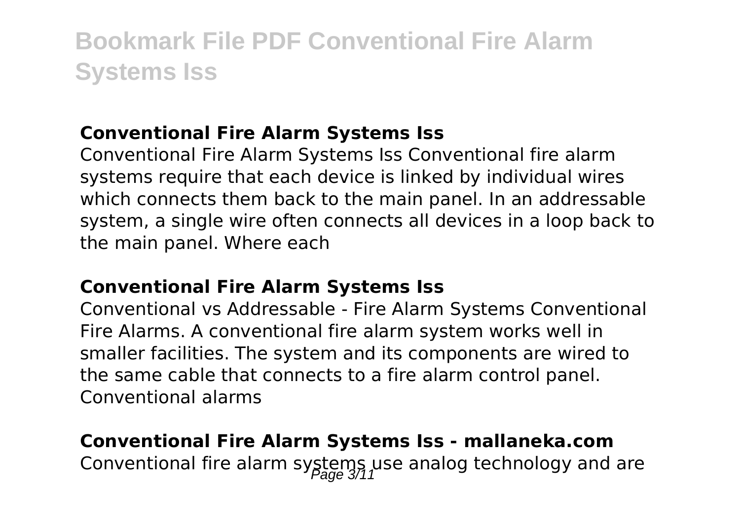### Conventional Fire Alarm Systems Iss

Conventional Fire Alarm Systems Iss Conventional fire alarm systems require that each device is linked by individual wires which connects them back to the main panel. In an addressable system, a single wire often connects all devices in a loop back to the main panel. Where each

### Conventional Fire Alarm Systems Iss

Conventional vs Addressable - Fire Alarm Systems Conventional Fire Alarms. A conventional fire alarm system works well in smaller facilities. The system and its components are wired to the same cable that connects to a fire alarm control panel. Conventional alarms

### Conventional Fire Alarm Systems Iss - mallaneka.com

Conventional fire alarm systems use analog technology and are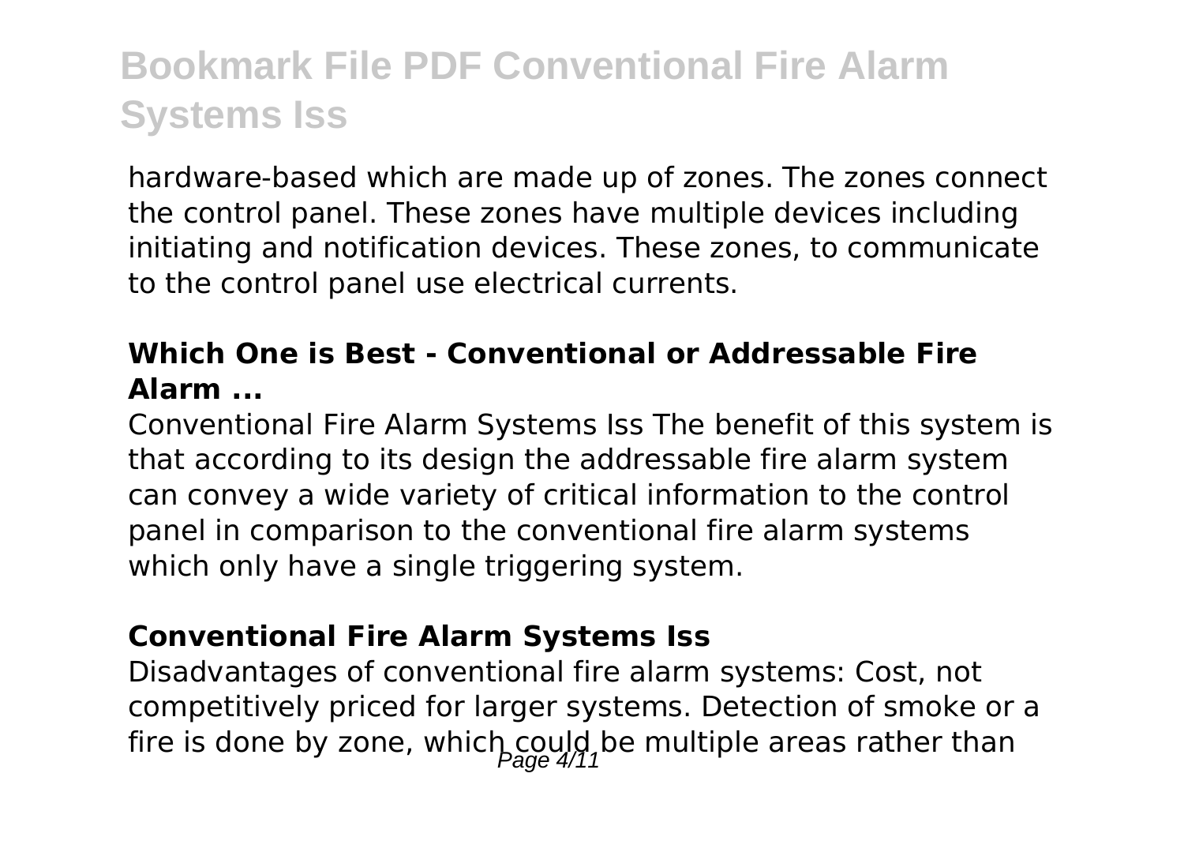hardware-based which are made up of zones. The zones connect the control panel. These zones have multiple devices including initiating and notification devices. These zones, to communicate to the control panel use electrical currents.

### Which One is Best - Conventional or Addressable Fire Alarm ...

Conventional Fire Alarm Systems Iss The benefit of this system is that according to its design the addressable fire alarm system can convey a wide variety of critical information to the control panel in comparison to the conventional fire alarm systems which only have a single triggering system.

### Conventional Fire Alarm Systems Iss

Disadvantages of conventional fire alarm systems: Cost, not competitively priced for larger systems. Detection of smoke or a fire is done by zone, which could be multiple areas rather than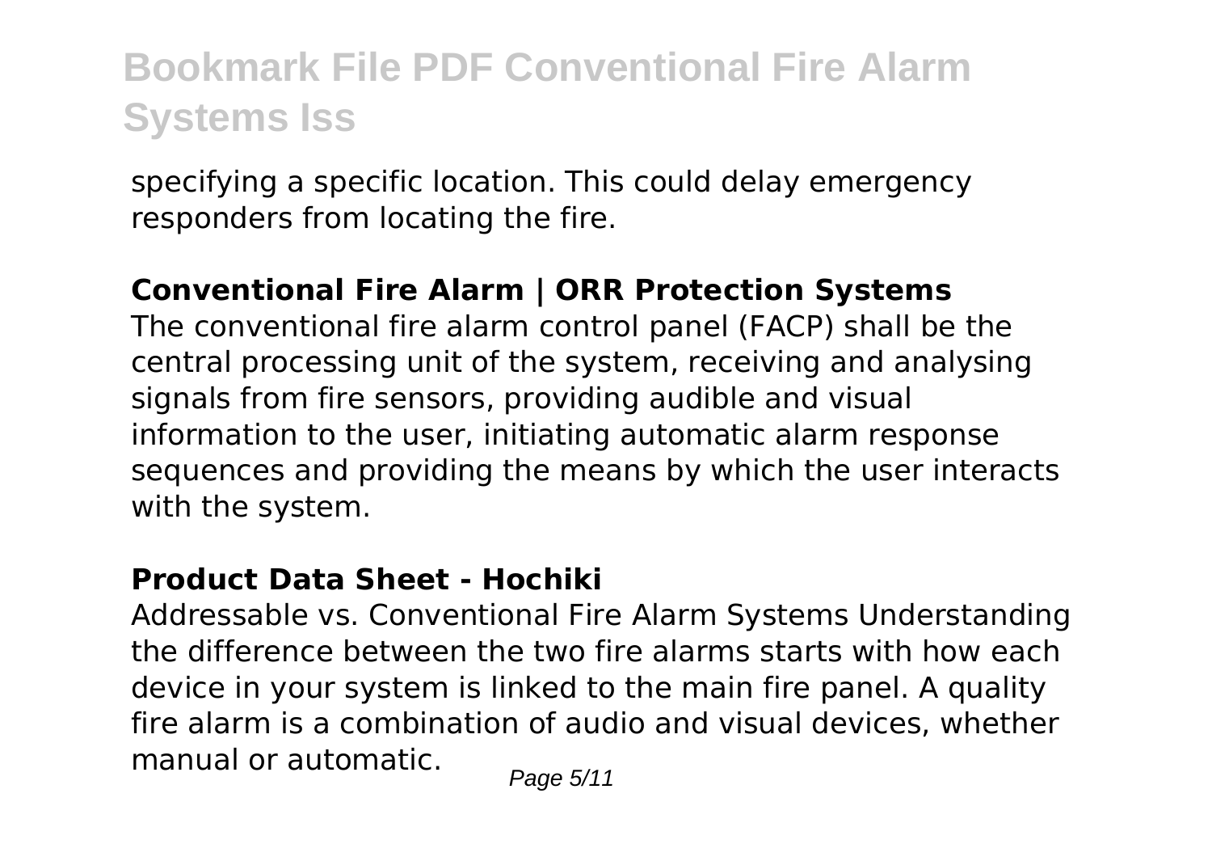specifying a specific location. This could delay emergency responders from locating the fire.

**Conventional Fire Alarm | ORR Protection Systems**

The conventional fire alarm control panel (FACP) shall be the central processing unit of the system, receiving and analysing signals from fire sensors, providing audible and visual information to the user, initiating automatic alarm response sequences and providing the means by which the user interacts with the system.

**Product Data Sheet - Hochiki**

Addressable vs. Conventional Fire Alarm Systems Understanding the difference between the two fire alarms starts with how each device in your system is linked to the main fire panel. A quality fire alarm is a combination of audio and visual devices, whether manual or automatic.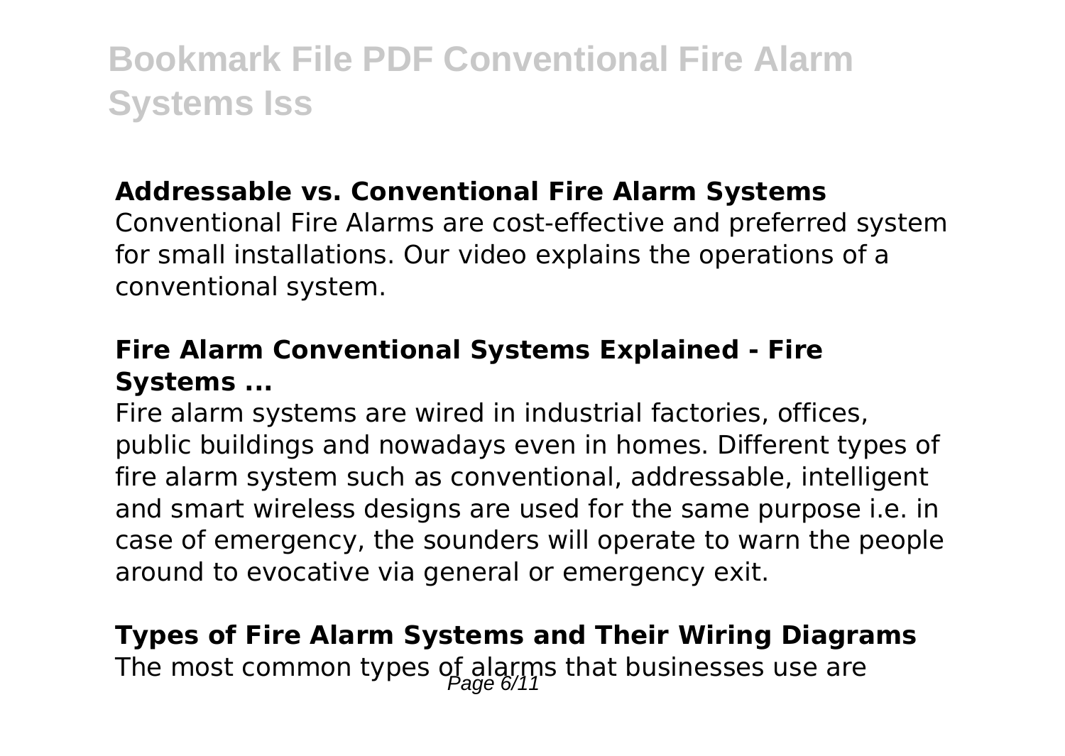**Addressable vs. Conventional Fire Alarm Systems**

Conventional Fire Alarms are cost-effective and preferred system for small installations. Our video explains the operations of a conventional system.

**Fire Alarm Conventional Systems Explained - Fire Systems ...**

Fire alarm systems are wired in industrial factories, offices, public buildings and nowadays even in homes. Different types of fire alarm system such as conventional, addressable, intelligent and smart wireless designs are used for the same purpose i.e. in case of emergency, the sounders will operate to warn the people around to evocative via general or emergency exit.

**Types of Fire Alarm Systems and Their Wiring Diagrams**

The most common types of alarms that businesses use are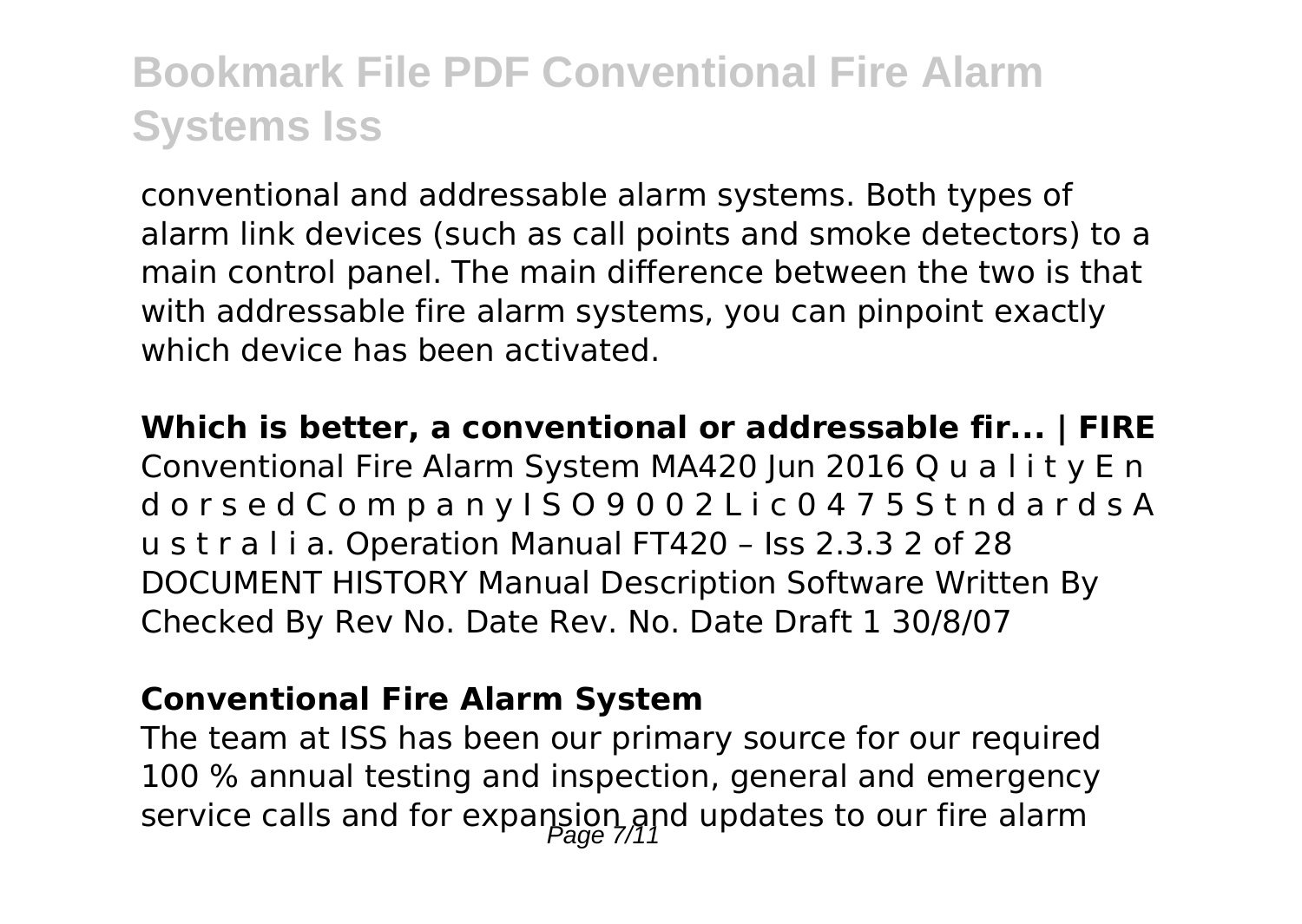conventional and addressable alarm systems. Both types of alarm link devices (such as call points and smoke detectors) to a main control panel. The main difference between the two is that with addressable fire alarm systems, you can pinpoint exactly which device has been activated.

**Which is better, a conventional or addressable fir... | FIRE**

Conventional Fire Alarm System MA420 Jun 2016 Q u a l i t y E n d o r s e d C o m p a n y I S O 9 0 0 2 L i c 0 4 7 5 S t n d a r d s A u s t r a l i a. Operation Manual FT420 – Iss 2.3.3 2 of 28 DOCUMENT HISTORY Manual Description Software Written By Checked By Rev No. Date Rev. No. Date Draft 1 30/8/07

**Conventional Fire Alarm System**

The team at ISS has been our primary source for our required 100 % annual testing and inspection, general and emergency service calls and for expansion and updates to our fire alarm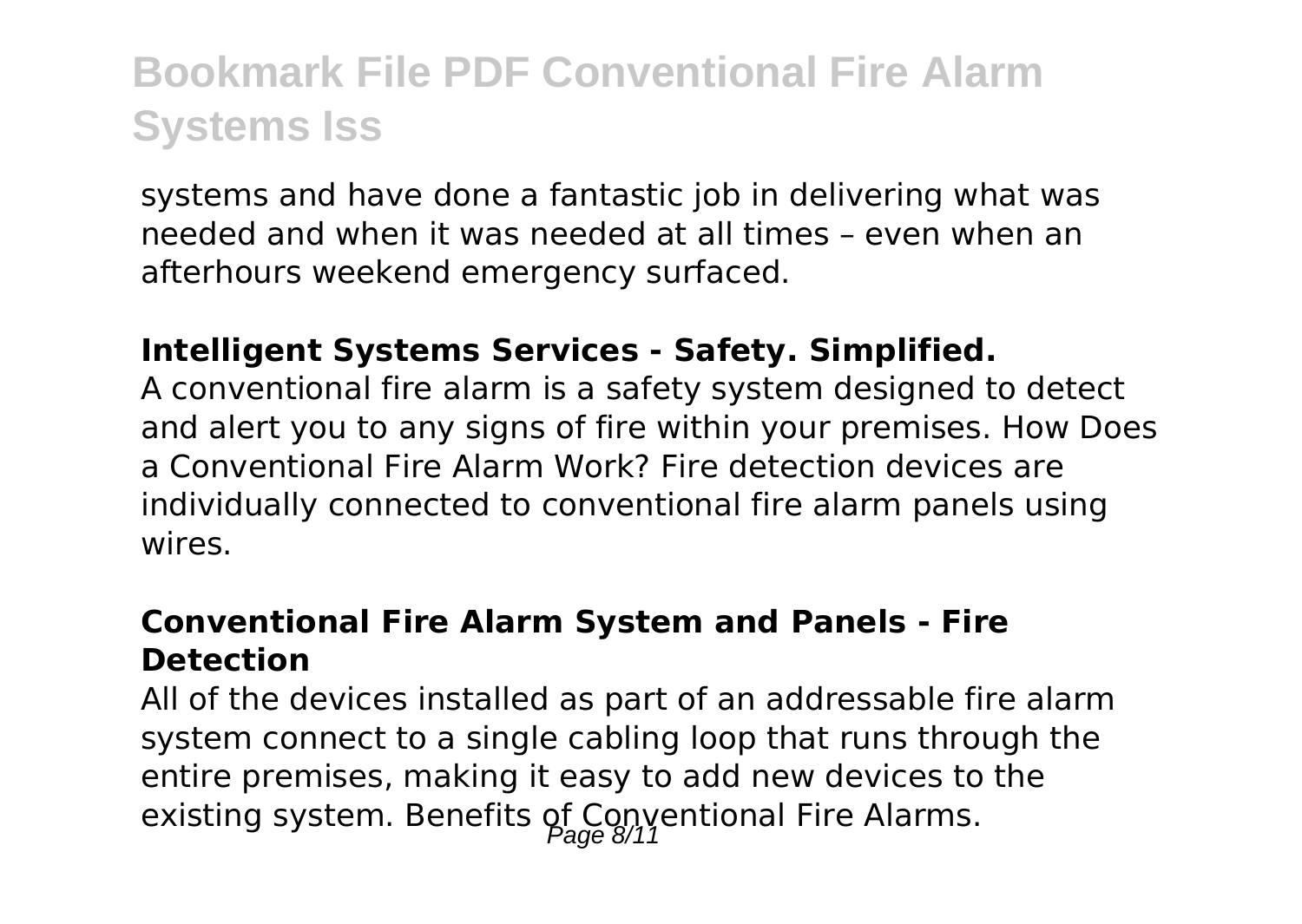systems and have done a fantastic job in delivering what was needed and when it was needed at all times – even when an afterhours weekend emergency surfaced.

**Intelligent Systems Services - Safety. Simplified.**

A conventional fire alarm is a safety system designed to detect and alert you to any signs of fire within your premises. How Does a Conventional Fire Alarm Work? Fire detection devices are individually connected to conventional fire alarm panels using wires.

**Conventional Fire Alarm System and Panels - Fire Detection**

All of the devices installed as part of an addressable fire alarm system connect to a single cabling loop that runs through the entire premises, making it easy to add new devices to the existing system. Benefits of Conventional Fire Alarms.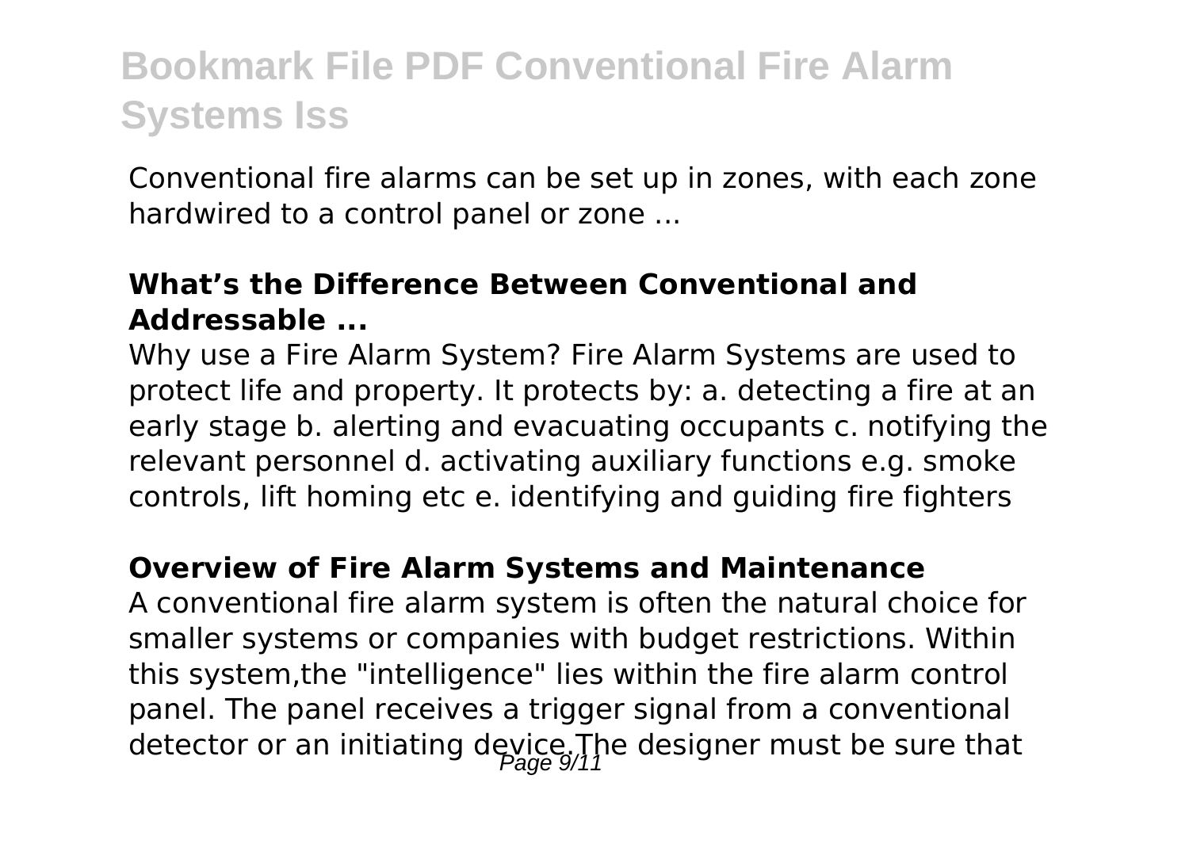Conventional fire alarms can be set up in zones, with each zone hardwired to a control panel or zone ...

**What's the Difference Between Conventional and Addressable ...**

Why use a Fire Alarm System? Fire Alarm Systems are used to protect life and property. It protects by: a. detecting a fire at an early stage b. alerting and evacuating occupants c. notifying the relevant personnel d. activating auxiliary functions e.g. smoke controls, lift homing etc e. identifying and guiding fire fighters

**Overview of Fire Alarm Systems and Maintenance**

A conventional fire alarm system is often the natural choice for smaller systems or companies with budget restrictions. Within this system,the "intelligence" lies within the fire alarm control panel. The panel receives a trigger signal from a conventional detector or an initiating device.The designer must be sure that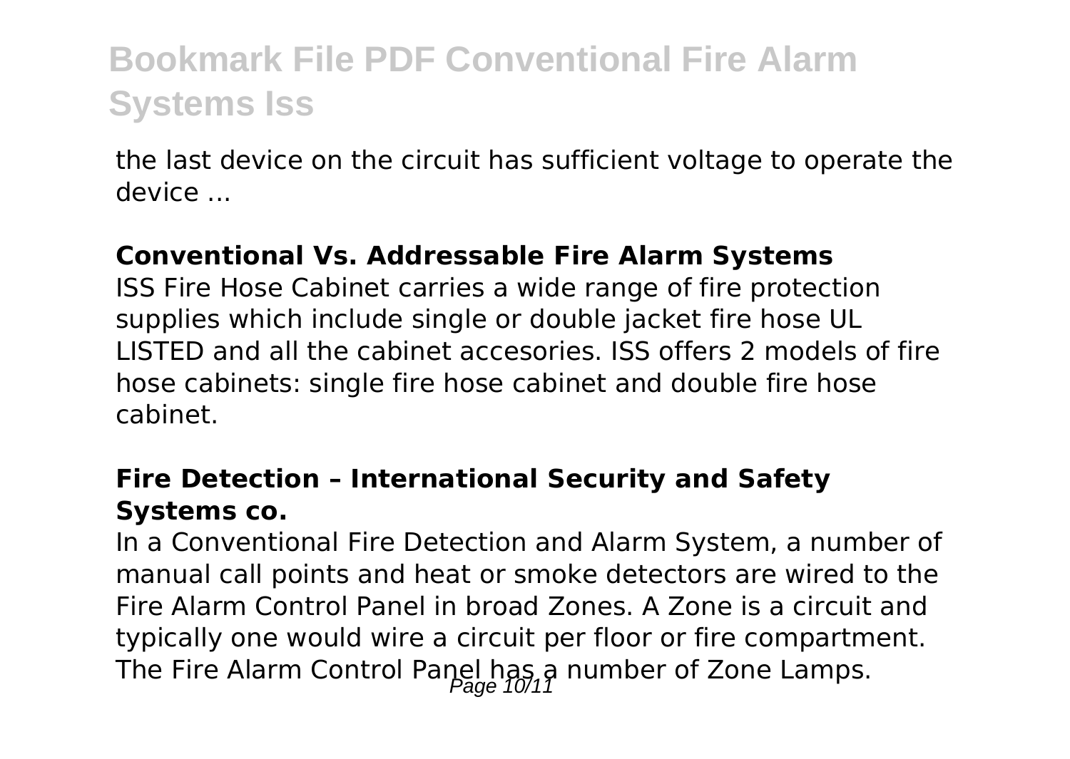the last device on the circuit has sufficient voltage to operate the device ...

**Conventional Vs. Addressable Fire Alarm Systems**

ISS Fire Hose Cabinet carries a wide range of fire protection supplies which include single or double jacket fire hose UL LISTED and all the cabinet accesories. ISS offers 2 models of fire hose cabinets: single fire hose cabinet and double fire hose cabinet.

**Fire Detection – International Security and Safety Systems co.**

In a Conventional Fire Detection and Alarm System, a number of manual call points and heat or smoke detectors are wired to the Fire Alarm Control Panel in broad Zones. A Zone is a circuit and typically one would wire a circuit per floor or fire compartment. The Fire Alarm Control Panel has a number of Zone Lamps.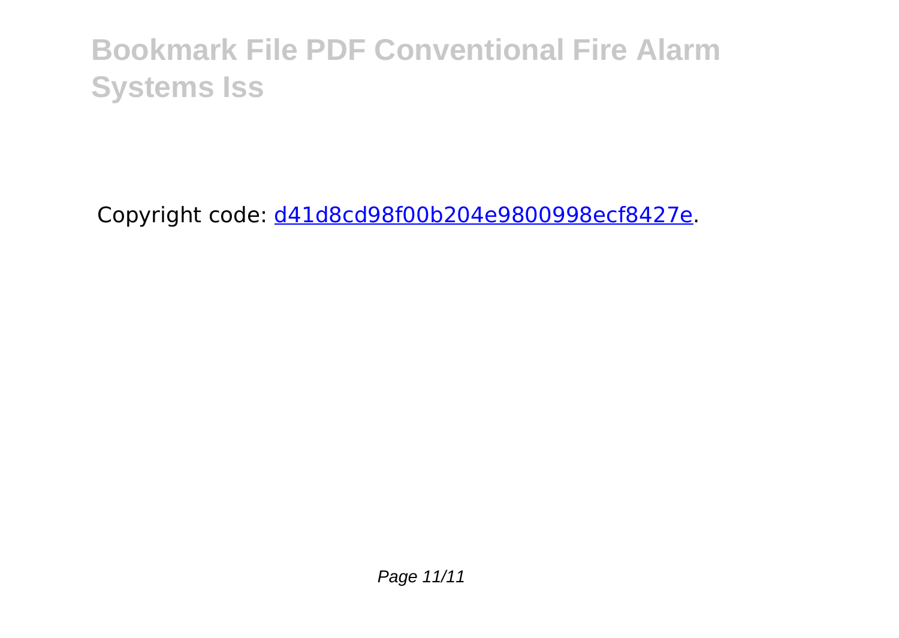Copyright code: [d41d8cd98f00b204e9800998ecf8427e](d41d8cd98f00b204e9800998ecf8427e).